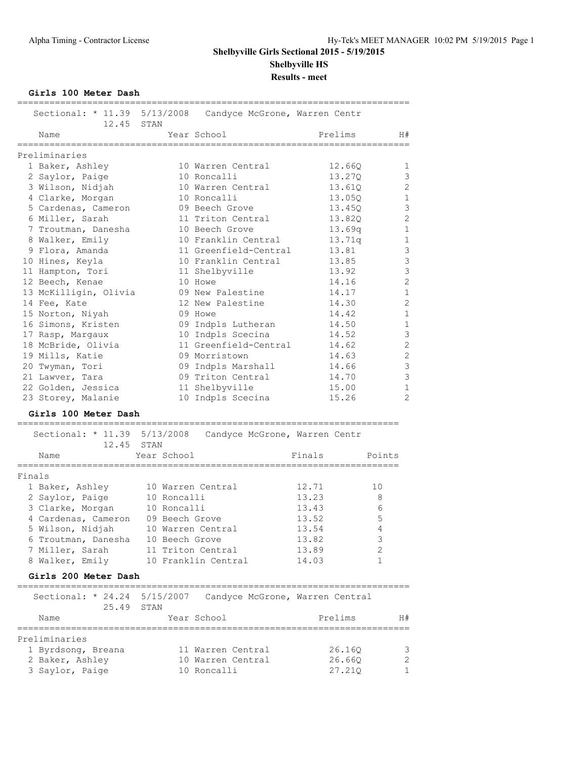**Shelbyville Girls Sectional 2015 - 5/19/2015**

**Shelbyville HS**

**Results - meet**

### Girls 100 Meter Dash

Sectional: * 11.39 5/13/2008 Candyce McGrone, Warren Centr
12.45 STAN

Preliminaries

| | Name | Year | School | Prelims | H# |
|---|---|---|---|---|---|
| 1 | Baker, Ashley | 10 | Warren Central | 12.66Q | 1 |
| 2 | Saylor, Paige | 10 | Roncalli | 13.27Q | 3 |
| 3 | Wilson, Nidjah | 10 | Warren Central | 13.61Q | 2 |
| 4 | Clarke, Morgan | 10 | Roncalli | 13.05Q | 1 |
| 5 | Cardenas, Cameron | 09 | Beech Grove | 13.45Q | 3 |
| 6 | Miller, Sarah | 11 | Triton Central | 13.82Q | 2 |
| 7 | Troutman, Danesha | 10 | Beech Grove | 13.69q | 1 |
| 8 | Walker, Emily | 10 | Franklin Central | 13.71q | 1 |
| 9 | Flora, Amanda | 11 | Greenfield-Central | 13.81 | 3 |
| 10 | Hines, Keyla | 10 | Franklin Central | 13.85 | 3 |
| 11 | Hampton, Tori | 11 | Shelbyville | 13.92 | 3 |
| 12 | Beech, Kenae | 10 | Howe | 14.16 | 2 |
| 13 | McKilligin, Olivia | 09 | New Palestine | 14.17 | 1 |
| 14 | Fee, Kate | 12 | New Palestine | 14.30 | 2 |
| 15 | Norton, Niyah | 09 | Howe | 14.42 | 1 |
| 16 | Simons, Kristen | 09 | Indpls Lutheran | 14.50 | 1 |
| 17 | Rasp, Margaux | 10 | Indpls Scecina | 14.52 | 3 |
| 18 | McBride, Olivia | 11 | Greenfield-Central | 14.62 | 2 |
| 19 | Mills, Katie | 09 | Morristown | 14.63 | 2 |
| 20 | Twyman, Tori | 09 | Indpls Marshall | 14.66 | 3 |
| 21 | Lawver, Tara | 09 | Triton Central | 14.70 | 3 |
| 22 | Golden, Jessica | 11 | Shelbyville | 15.00 | 1 |
| 23 | Storey, Malanie | 10 | Indpls Scecina | 15.26 | 2 |

### Girls 100 Meter Dash

Sectional: * 11.39 5/13/2008 Candyce McGrone, Warren Centr
12.45 STAN

Finals

| | Name | Year | School | Finals | Points |
|---|---|---|---|---|---|
| 1 | Baker, Ashley | 10 | Warren Central | 12.71 | 10 |
| 2 | Saylor, Paige | 10 | Roncalli | 13.23 | 8 |
| 3 | Clarke, Morgan | 10 | Roncalli | 13.43 | 6 |
| 4 | Cardenas, Cameron | 09 | Beech Grove | 13.52 | 5 |
| 5 | Wilson, Nidjah | 10 | Warren Central | 13.54 | 4 |
| 6 | Troutman, Danesha | 10 | Beech Grove | 13.82 | 3 |
| 7 | Miller, Sarah | 11 | Triton Central | 13.89 | 2 |
| 8 | Walker, Emily | 10 | Franklin Central | 14.03 | 1 |

### Girls 200 Meter Dash

Sectional: * 24.24 5/15/2007 Candyce McGrone, Warren Central
25.49 STAN

Preliminaries

| | Name | Year | School | Prelims | H# |
|---|---|---|---|---|---|
| 1 | Byrdsong, Breana | 11 | Warren Central | 26.16Q | 3 |
| 2 | Baker, Ashley | 10 | Warren Central | 26.66Q | 2 |
| 3 | Saylor, Paige | 10 | Roncalli | 27.21Q | 1 |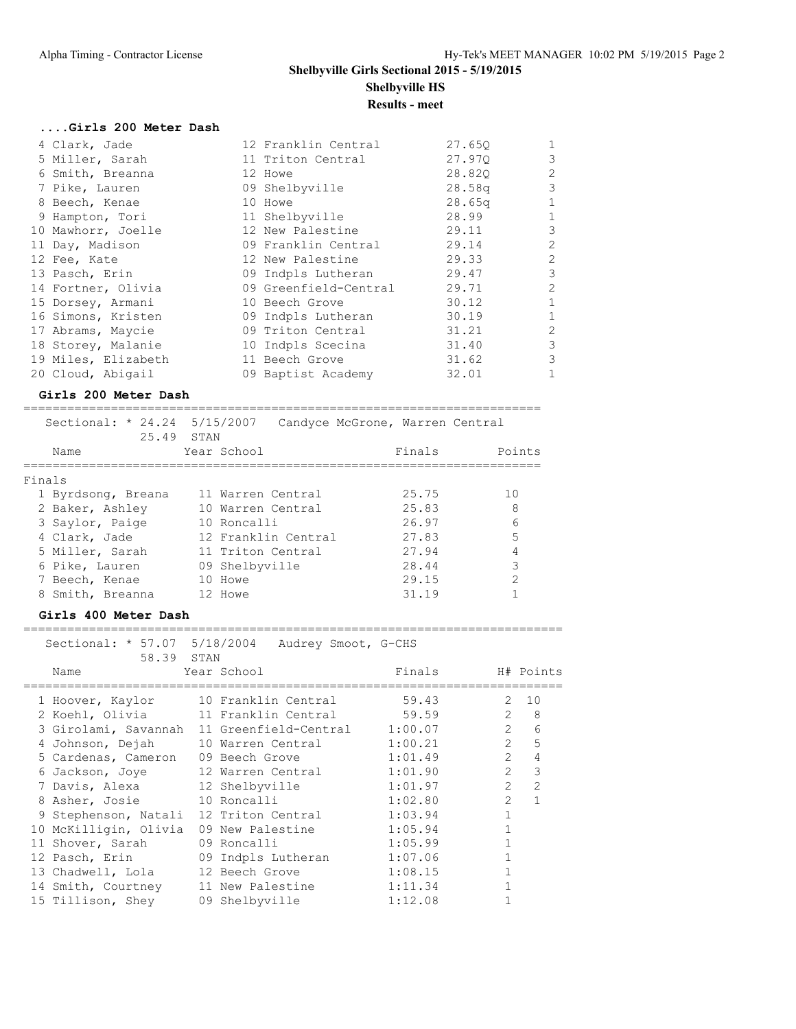**Shelbyville Girls Sectional 2015 - 5/19/2015**

**Shelbyville HS**

**Results - meet**

### ....Girls 200 Meter Dash

| Place | Name | Year | School | Prelims | H# |
|---|---|---|---|---|---|
| 4 | Clark, Jade | 12 | Franklin Central | 27.65Q | 1 |
| 5 | Miller, Sarah | 11 | Triton Central | 27.97Q | 3 |
| 6 | Smith, Breanna | 12 | Howe | 28.82Q | 2 |
| 7 | Pike, Lauren | 09 | Shelbyville | 28.58q | 3 |
| 8 | Beech, Kenae | 10 | Howe | 28.65q | 1 |
| 9 | Hampton, Tori | 11 | Shelbyville | 28.99 | 1 |
| 10 | Mawhorr, Joelle | 12 | New Palestine | 29.11 | 3 |
| 11 | Day, Madison | 09 | Franklin Central | 29.14 | 2 |
| 12 | Fee, Kate | 12 | New Palestine | 29.33 | 2 |
| 13 | Pasch, Erin | 09 | Indpls Lutheran | 29.47 | 3 |
| 14 | Fortner, Olivia | 09 | Greenfield-Central | 29.71 | 2 |
| 15 | Dorsey, Armani | 10 | Beech Grove | 30.12 | 1 |
| 16 | Simons, Kristen | 09 | Indpls Lutheran | 30.19 | 1 |
| 17 | Abrams, Maycie | 09 | Triton Central | 31.21 | 2 |
| 18 | Storey, Malanie | 10 | Indpls Scecina | 31.40 | 3 |
| 19 | Miles, Elizabeth | 11 | Beech Grove | 31.62 | 3 |
| 20 | Cloud, Abigail | 09 | Baptist Academy | 32.01 | 1 |

### Girls 200 Meter Dash

Sectional: * 24.24  5/15/2007  Candyce McGrone, Warren Central
25.49  STAN

Finals

| Place | Name | Year | School | Finals | Points |
|---|---|---|---|---|---|
| 1 | Byrdsong, Breana | 11 | Warren Central | 25.75 | 10 |
| 2 | Baker, Ashley | 10 | Warren Central | 25.83 | 8 |
| 3 | Saylor, Paige | 10 | Roncalli | 26.97 | 6 |
| 4 | Clark, Jade | 12 | Franklin Central | 27.83 | 5 |
| 5 | Miller, Sarah | 11 | Triton Central | 27.94 | 4 |
| 6 | Pike, Lauren | 09 | Shelbyville | 28.44 | 3 |
| 7 | Beech, Kenae | 10 | Howe | 29.15 | 2 |
| 8 | Smith, Breanna | 12 | Howe | 31.19 | 1 |

### Girls 400 Meter Dash

Sectional: * 57.07  5/18/2004  Audrey Smoot, G-CHS
58.39  STAN

| Place | Name | Year | School | Finals | H# | Points |
|---|---|---|---|---|---|---|
| 1 | Hoover, Kaylor | 10 | Franklin Central | 59.43 | 2 | 10 |
| 2 | Koehl, Olivia | 11 | Franklin Central | 59.59 | 2 | 8 |
| 3 | Girolami, Savannah | 11 | Greenfield-Central | 1:00.07 | 2 | 6 |
| 4 | Johnson, Dejah | 10 | Warren Central | 1:00.21 | 2 | 5 |
| 5 | Cardenas, Cameron | 09 | Beech Grove | 1:01.49 | 2 | 4 |
| 6 | Jackson, Joye | 12 | Warren Central | 1:01.90 | 2 | 3 |
| 7 | Davis, Alexa | 12 | Shelbyville | 1:01.97 | 2 | 2 |
| 8 | Asher, Josie | 10 | Roncalli | 1:02.80 | 2 | 1 |
| 9 | Stephenson, Natali | 12 | Triton Central | 1:03.94 | 1 | |
| 10 | McKilligin, Olivia | 09 | New Palestine | 1:05.94 | 1 | |
| 11 | Shover, Sarah | 09 | Roncalli | 1:05.99 | 1 | |
| 12 | Pasch, Erin | 09 | Indpls Lutheran | 1:07.06 | 1 | |
| 13 | Chadwell, Lola | 12 | Beech Grove | 1:08.15 | 1 | |
| 14 | Smith, Courtney | 11 | New Palestine | 1:11.34 | 1 | |
| 15 | Tillison, Shey | 09 | Shelbyville | 1:12.08 | 1 | |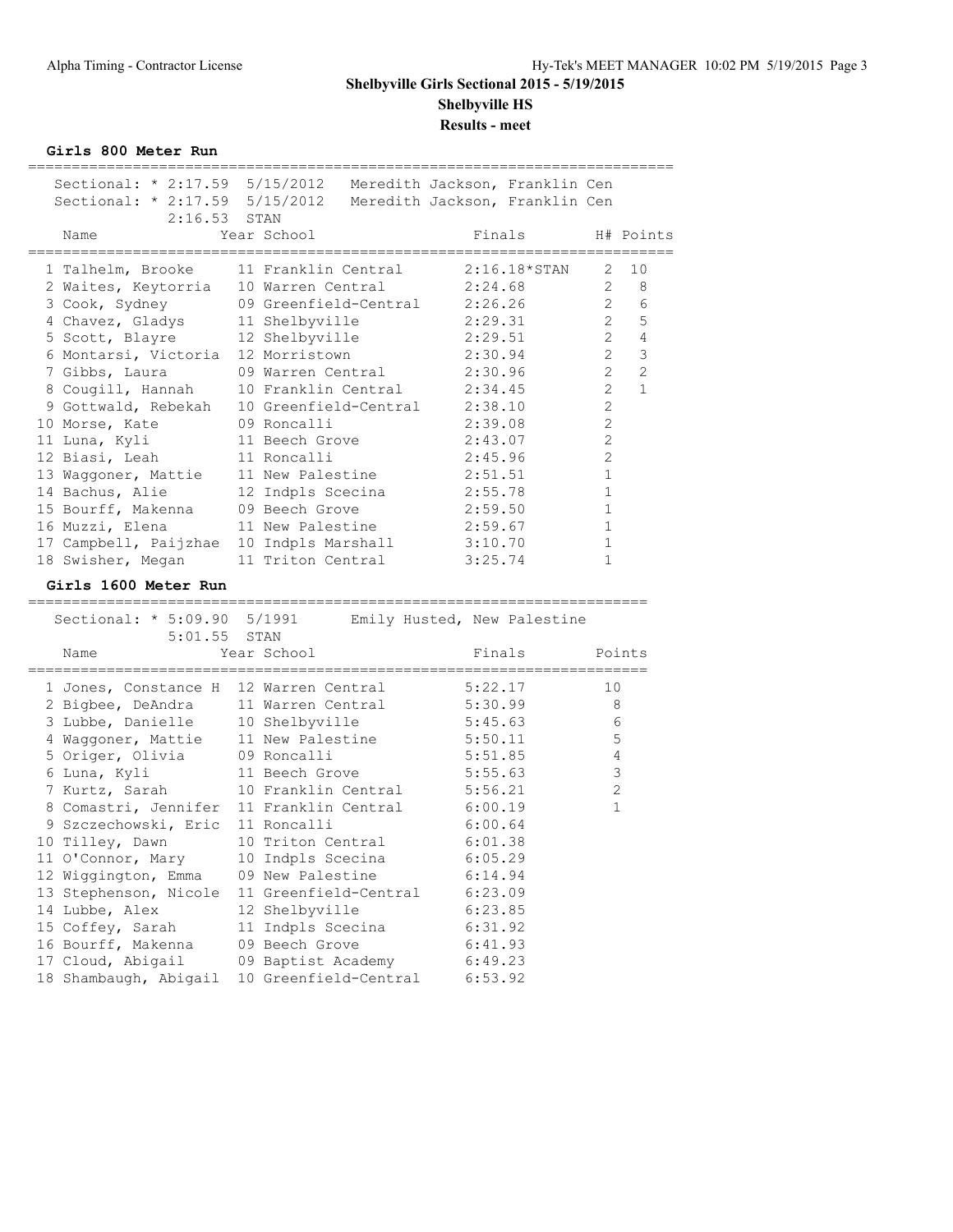# Shelbyville Girls Sectional 2015 - 5/19/2015

## Shelbyville HS

### Results - meet

#### Girls 800 Meter Run

Sectional: * 2:17.59 5/15/2012 Meredith Jackson, Franklin Cen
Sectional: * 2:17.59 5/15/2012 Meredith Jackson, Franklin Cen
2:16.53 STAN

| | Name | Year | School | Finals | H# | Points |
|---|---|---|---|---|---|---|
| 1 | Talhelm, Brooke | 11 | Franklin Central | 2:16.18*STAN | 2 | 10 |
| 2 | Waites, Keytorria | 10 | Warren Central | 2:24.68 | 2 | 8 |
| 3 | Cook, Sydney | 09 | Greenfield-Central | 2:26.26 | 2 | 6 |
| 4 | Chavez, Gladys | 11 | Shelbyville | 2:29.31 | 2 | 5 |
| 5 | Scott, Blayre | 12 | Shelbyville | 2:29.51 | 2 | 4 |
| 6 | Montarsi, Victoria | 12 | Morristown | 2:30.94 | 2 | 3 |
| 7 | Gibbs, Laura | 09 | Warren Central | 2:30.96 | 2 | 2 |
| 8 | Cougill, Hannah | 10 | Franklin Central | 2:34.45 | 2 | 1 |
| 9 | Gottwald, Rebekah | 10 | Greenfield-Central | 2:38.10 | 2 | |
| 10 | Morse, Kate | 09 | Roncalli | 2:39.08 | 2 | |
| 11 | Luna, Kyli | 11 | Beech Grove | 2:43.07 | 2 | |
| 12 | Biasi, Leah | 11 | Roncalli | 2:45.96 | 2 | |
| 13 | Waggoner, Mattie | 11 | New Palestine | 2:51.51 | 1 | |
| 14 | Bachus, Alie | 12 | Indpls Scecina | 2:55.78 | 1 | |
| 15 | Bourff, Makenna | 09 | Beech Grove | 2:59.50 | 1 | |
| 16 | Muzzi, Elena | 11 | New Palestine | 2:59.67 | 1 | |
| 17 | Campbell, Paijzhae | 10 | Indpls Marshall | 3:10.70 | 1 | |
| 18 | Swisher, Megan | 11 | Triton Central | 3:25.74 | 1 | |

#### Girls 1600 Meter Run

Sectional: * 5:09.90 5/1991 Emily Husted, New Palestine
5:01.55 STAN

| | Name | Year | School | Finals | Points |
|---|---|---|---|---|---|
| 1 | Jones, Constance H | 12 | Warren Central | 5:22.17 | 10 |
| 2 | Bigbee, DeAndra | 11 | Warren Central | 5:30.99 | 8 |
| 3 | Lubbe, Danielle | 10 | Shelbyville | 5:45.63 | 6 |
| 4 | Waggoner, Mattie | 11 | New Palestine | 5:50.11 | 5 |
| 5 | Origer, Olivia | 09 | Roncalli | 5:51.85 | 4 |
| 6 | Luna, Kyli | 11 | Beech Grove | 5:55.63 | 3 |
| 7 | Kurtz, Sarah | 10 | Franklin Central | 5:56.21 | 2 |
| 8 | Comastri, Jennifer | 11 | Franklin Central | 6:00.19 | 1 |
| 9 | Szczechowski, Eric | 11 | Roncalli | 6:00.64 | |
| 10 | Tilley, Dawn | 10 | Triton Central | 6:01.38 | |
| 11 | O'Connor, Mary | 10 | Indpls Scecina | 6:05.29 | |
| 12 | Wiggington, Emma | 09 | New Palestine | 6:14.94 | |
| 13 | Stephenson, Nicole | 11 | Greenfield-Central | 6:23.09 | |
| 14 | Lubbe, Alex | 12 | Shelbyville | 6:23.85 | |
| 15 | Coffey, Sarah | 11 | Indpls Scecina | 6:31.92 | |
| 16 | Bourff, Makenna | 09 | Beech Grove | 6:41.93 | |
| 17 | Cloud, Abigail | 09 | Baptist Academy | 6:49.23 | |
| 18 | Shambaugh, Abigail | 10 | Greenfield-Central | 6:53.92 | |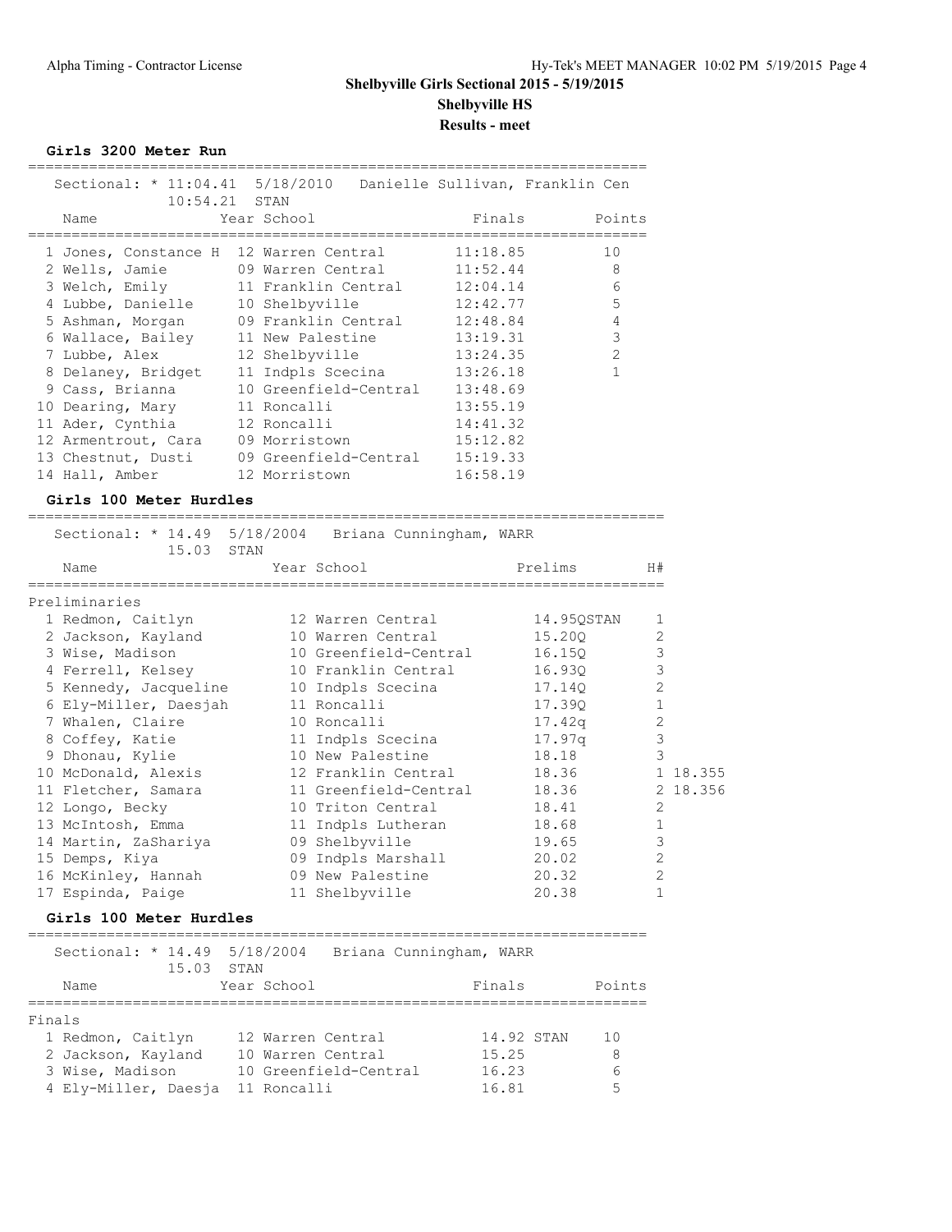# Shelbyville Girls Sectional 2015 - 5/19/2015

## Shelbyville HS

### Results - meet

**Girls 3200 Meter Run**

Sectional: * 11:04.41 5/18/2010 Danielle Sullivan, Franklin Cen
10:54.21 STAN

| | Name | Year | School | Finals | Points |
|---|---|---|---|---|---|
| 1 | Jones, Constance H | 12 | Warren Central | 11:18.85 | 10 |
| 2 | Wells, Jamie | 09 | Warren Central | 11:52.44 | 8 |
| 3 | Welch, Emily | 11 | Franklin Central | 12:04.14 | 6 |
| 4 | Lubbe, Danielle | 10 | Shelbyville | 12:42.77 | 5 |
| 5 | Ashman, Morgan | 09 | Franklin Central | 12:48.84 | 4 |
| 6 | Wallace, Bailey | 11 | New Palestine | 13:19.31 | 3 |
| 7 | Lubbe, Alex | 12 | Shelbyville | 13:24.35 | 2 |
| 8 | Delaney, Bridget | 11 | Indpls Scecina | 13:26.18 | 1 |
| 9 | Cass, Brianna | 10 | Greenfield-Central | 13:48.69 | |
| 10 | Dearing, Mary | 11 | Roncalli | 13:55.19 | |
| 11 | Ader, Cynthia | 12 | Roncalli | 14:41.32 | |
| 12 | Armentrout, Cara | 09 | Morristown | 15:12.82 | |
| 13 | Chestnut, Dusti | 09 | Greenfield-Central | 15:19.33 | |
| 14 | Hall, Amber | 12 | Morristown | 16:58.19 | |

**Girls 100 Meter Hurdles**

Sectional: * 14.49 5/18/2004 Briana Cunningham, WARR
15.03 STAN

Preliminaries

| | Name | Year | School | Prelims | H# | |
|---|---|---|---|---|---|---|
| 1 | Redmon, Caitlyn | 12 | Warren Central | 14.95QSTAN | 1 | |
| 2 | Jackson, Kayland | 10 | Warren Central | 15.20Q | 2 | |
| 3 | Wise, Madison | 10 | Greenfield-Central | 16.15Q | 3 | |
| 4 | Ferrell, Kelsey | 10 | Franklin Central | 16.93Q | 3 | |
| 5 | Kennedy, Jacqueline | 10 | Indpls Scecina | 17.14Q | 2 | |
| 6 | Ely-Miller, Daesjah | 11 | Roncalli | 17.39Q | 1 | |
| 7 | Whalen, Claire | 10 | Roncalli | 17.42q | 2 | |
| 8 | Coffey, Katie | 11 | Indpls Scecina | 17.97q | 3 | |
| 9 | Dhonau, Kylie | 10 | New Palestine | 18.18 | 3 | |
| 10 | McDonald, Alexis | 12 | Franklin Central | 18.36 | 1 | 18.355 |
| 11 | Fletcher, Samara | 11 | Greenfield-Central | 18.36 | 2 | 18.356 |
| 12 | Longo, Becky | 10 | Triton Central | 18.41 | 2 | |
| 13 | McIntosh, Emma | 11 | Indpls Lutheran | 18.68 | 1 | |
| 14 | Martin, ZaShariya | 09 | Shelbyville | 19.65 | 3 | |
| 15 | Demps, Kiya | 09 | Indpls Marshall | 20.02 | 2 | |
| 16 | McKinley, Hannah | 09 | New Palestine | 20.32 | 2 | |
| 17 | Espinda, Paige | 11 | Shelbyville | 20.38 | 1 | |

**Girls 100 Meter Hurdles**

Sectional: * 14.49 5/18/2004 Briana Cunningham, WARR
15.03 STAN

Finals

| | Name | Year | School | Finals | Points |
|---|---|---|---|---|---|
| 1 | Redmon, Caitlyn | 12 | Warren Central | 14.92 STAN | 10 |
| 2 | Jackson, Kayland | 10 | Warren Central | 15.25 | 8 |
| 3 | Wise, Madison | 10 | Greenfield-Central | 16.23 | 6 |
| 4 | Ely-Miller, Daesja | 11 | Roncalli | 16.81 | 5 |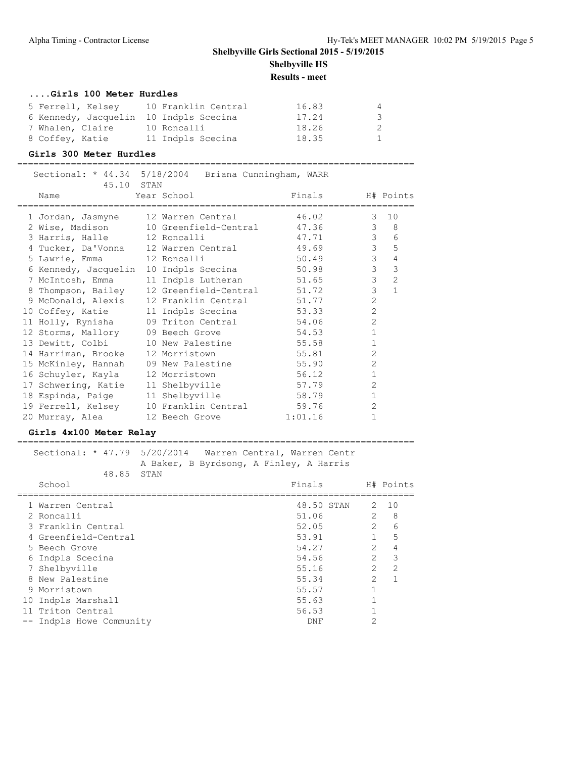# Shelbyville Girls Sectional 2015 - 5/19/2015

## Shelbyville HS

### Results - meet

### ....Girls 100 Meter Hurdles

| Place | Name | Year | School | Finals | Points |
|---|---|---|---|---|---|
| 5 | Ferrell, Kelsey | 10 | Franklin Central | 16.83 | 4 |
| 6 | Kennedy, Jacquelin | 10 | Indpls Scecina | 17.24 | 3 |
| 7 | Whalen, Claire | 10 | Roncalli | 18.26 | 2 |
| 8 | Coffey, Katie | 11 | Indpls Scecina | 18.35 | 1 |

### Girls 300 Meter Hurdles

Sectional: * 44.34 5/18/2004 Briana Cunningham, WARR
45.10 STAN

| Place | Name | Year | School | Finals | H# | Points |
|---|---|---|---|---|---|---|
| 1 | Jordan, Jasmyne | 12 | Warren Central | 46.02 | 3 | 10 |
| 2 | Wise, Madison | 10 | Greenfield-Central | 47.36 | 3 | 8 |
| 3 | Harris, Halle | 12 | Roncalli | 47.71 | 3 | 6 |
| 4 | Tucker, Da'Vonna | 12 | Warren Central | 49.69 | 3 | 5 |
| 5 | Lawrie, Emma | 12 | Roncalli | 50.49 | 3 | 4 |
| 6 | Kennedy, Jacquelin | 10 | Indpls Scecina | 50.98 | 3 | 3 |
| 7 | McIntosh, Emma | 11 | Indpls Lutheran | 51.65 | 3 | 2 |
| 8 | Thompson, Bailey | 12 | Greenfield-Central | 51.72 | 3 | 1 |
| 9 | McDonald, Alexis | 12 | Franklin Central | 51.77 | 2 | |
| 10 | Coffey, Katie | 11 | Indpls Scecina | 53.33 | 2 | |
| 11 | Holly, Rynisha | 09 | Triton Central | 54.06 | 2 | |
| 12 | Storms, Mallory | 09 | Beech Grove | 54.53 | 1 | |
| 13 | Dewitt, Colbi | 10 | New Palestine | 55.58 | 1 | |
| 14 | Harriman, Brooke | 12 | Morristown | 55.81 | 2 | |
| 15 | McKinley, Hannah | 09 | New Palestine | 55.90 | 2 | |
| 16 | Schuyler, Kayla | 12 | Morristown | 56.12 | 1 | |
| 17 | Schwering, Katie | 11 | Shelbyville | 57.79 | 2 | |
| 18 | Espinda, Paige | 11 | Shelbyville | 58.79 | 1 | |
| 19 | Ferrell, Kelsey | 10 | Franklin Central | 59.76 | 2 | |
| 20 | Murray, Alea | 12 | Beech Grove | 1:01.16 | 1 | |

### Girls 4x100 Meter Relay

Sectional: * 47.79 5/20/2014 Warren Central, Warren Centr
A Baker, B Byrdsong, A Finley, A Harris
48.85 STAN

| Place | School | Finals | H# | Points |
|---|---|---|---|---|
| 1 | Warren Central | 48.50 STAN | 2 | 10 |
| 2 | Roncalli | 51.06 | 2 | 8 |
| 3 | Franklin Central | 52.05 | 2 | 6 |
| 4 | Greenfield-Central | 53.91 | 1 | 5 |
| 5 | Beech Grove | 54.27 | 2 | 4 |
| 6 | Indpls Scecina | 54.56 | 2 | 3 |
| 7 | Shelbyville | 55.16 | 2 | 2 |
| 8 | New Palestine | 55.34 | 2 | 1 |
| 9 | Morristown | 55.57 | 1 | |
| 10 | Indpls Marshall | 55.63 | 1 | |
| 11 | Triton Central | 56.53 | 1 | |
| -- | Indpls Howe Community | DNF | 2 | |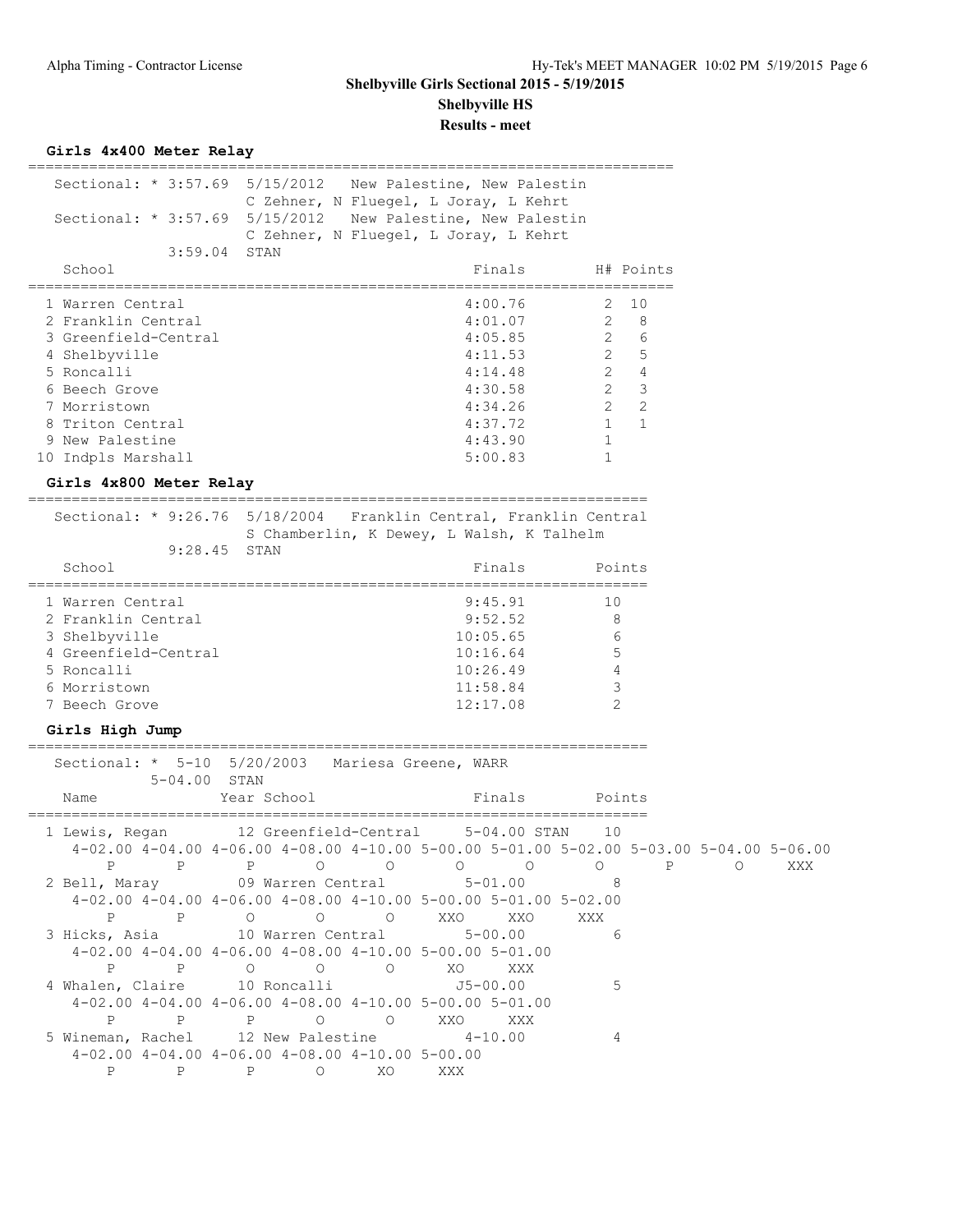# Shelbyville Girls Sectional 2015 - 5/19/2015

## Shelbyville HS

### Results - meet

### Girls 4x400 Meter Relay

Sectional: * 3:57.69 5/15/2012 New Palestine, New Palestin
C Zehner, N Fluegel, L Joray, L Kehrt
Sectional: * 3:57.69 5/15/2012 New Palestine, New Palestin
C Zehner, N Fluegel, L Joray, L Kehrt
3:59.04 STAN

| | School | Finals | H# | Points |
|---|---|---|---|---|
| 1 | Warren Central | 4:00.76 | 2 | 10 |
| 2 | Franklin Central | 4:01.07 | 2 | 8 |
| 3 | Greenfield-Central | 4:05.85 | 2 | 6 |
| 4 | Shelbyville | 4:11.53 | 2 | 5 |
| 5 | Roncalli | 4:14.48 | 2 | 4 |
| 6 | Beech Grove | 4:30.58 | 2 | 3 |
| 7 | Morristown | 4:34.26 | 2 | 2 |
| 8 | Triton Central | 4:37.72 | 1 | 1 |
| 9 | New Palestine | 4:43.90 | 1 | |
| 10 | Indpls Marshall | 5:00.83 | 1 | |

### Girls 4x800 Meter Relay

Sectional: * 9:26.76 5/18/2004 Franklin Central, Franklin Central
S Chamberlin, K Dewey, L Walsh, K Talhelm
9:28.45 STAN

| | School | Finals | Points |
|---|---|---|---|
| 1 | Warren Central | 9:45.91 | 10 |
| 2 | Franklin Central | 9:52.52 | 8 |
| 3 | Shelbyville | 10:05.65 | 6 |
| 4 | Greenfield-Central | 10:16.64 | 5 |
| 5 | Roncalli | 10:26.49 | 4 |
| 6 | Morristown | 11:58.84 | 3 |
| 7 | Beech Grove | 12:17.08 | 2 |

### Girls High Jump

Sectional: * 5-10 5/20/2003 Mariesa Greene, WARR
5-04.00 STAN

```
 Name                Year School                 Finals         Points
=======================================================================
 1 Lewis, Regan        12 Greenfield-Central     5-04.00 STAN    10
   4-02.00 4-04.00 4-06.00 4-08.00 4-10.00 5-00.00 5-01.00 5-02.00 5-03.00 5-04.00 5-06.00
         P       P       P       O       O       O       O       O       P       O     XXX
 2 Bell, Maray         09 Warren Central         5-01.00          8
   4-02.00 4-04.00 4-06.00 4-08.00 4-10.00 5-00.00 5-01.00 5-02.00
         P       P       O       O       O     XXO     XXO     XXX
 3 Hicks, Asia         10 Warren Central         5-00.00          6
   4-02.00 4-04.00 4-06.00 4-08.00 4-10.00 5-00.00 5-01.00
         P       P       O       O       O      XO     XXX
 4 Whalen, Claire      10 Roncalli              J5-00.00          5
   4-02.00 4-04.00 4-06.00 4-08.00 4-10.00 5-00.00 5-01.00
         P       P       P       O       O     XXO     XXX
 5 Wineman, Rachel     12 New Palestine          4-10.00          4
   4-02.00 4-04.00 4-06.00 4-08.00 4-10.00 5-00.00
         P       P       P       O      XO     XXX
```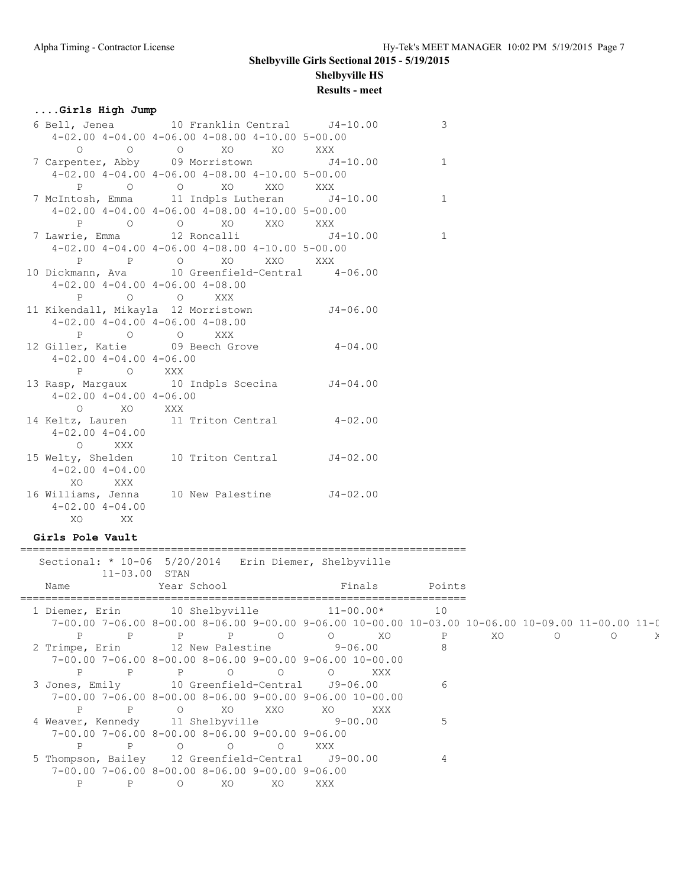## Shelbyville Girls Sectional 2015 - 5/19/2015

**Shelbyville HS**

**Results - meet**

### ....Girls High Jump

```
 6 Bell, Jenea          10 Franklin Central      J4-10.00          3
    4-02.00 4-04.00 4-06.00 4-08.00 4-10.00 5-00.00
          O       O       O      XO      XO     XXX
 7 Carpenter, Abby      09 Morristown            J4-10.00          1
    4-02.00 4-04.00 4-06.00 4-08.00 4-10.00 5-00.00
          P       O       O      XO     XXO     XXX
 7 McIntosh, Emma       11 Indpls Lutheran       J4-10.00          1
    4-02.00 4-04.00 4-06.00 4-08.00 4-10.00 5-00.00
          P       O       O      XO     XXO     XXX
 7 Lawrie, Emma         12 Roncalli              J4-10.00          1
    4-02.00 4-04.00 4-06.00 4-08.00 4-10.00 5-00.00
          P       P       O      XO     XXO     XXX
10 Dickmann, Ava        10 Greenfield-Central     4-06.00
    4-02.00 4-04.00 4-06.00 4-08.00
          P       O       O     XXX
11 Kikendall, Mikayla  12 Morristown            J4-06.00
    4-02.00 4-04.00 4-06.00 4-08.00
          P       O       O     XXX
12 Giller, Katie        09 Beech Grove            4-04.00
    4-02.00 4-04.00 4-06.00
          P       O     XXX
13 Rasp, Margaux        10 Indpls Scecina        J4-04.00
    4-02.00 4-04.00 4-06.00
          O      XO     XXX
14 Keltz, Lauren        11 Triton Central         4-02.00
    4-02.00 4-04.00
          O     XXX
15 Welty, Shelden       10 Triton Central        J4-02.00
    4-02.00 4-04.00
         XO     XXX
16 Williams, Jenna      10 New Palestine         J4-02.00
    4-02.00 4-04.00
         XO      XX
```

### Girls Pole Vault

```
=======================================================================
   Sectional: * 10-06  5/20/2014   Erin Diemer, Shelbyville
          11-03.00  STAN
    Name              Year School                  Finals        Points
=======================================================================
  1 Diemer, Erin        10 Shelbyville            11-00.00*        10
     7-00.00 7-06.00 8-00.00 8-06.00 9-00.00 9-06.00 10-00.00 10-03.00 10-06.00 10-09.00 11-00.00 11-(
          P       P       P       P       O       O       XO        P       XO        O        O      X
  2 Trimpe, Erin        12 New Palestine           9-06.00          8
     7-00.00 7-06.00 8-00.00 8-06.00 9-00.00 9-06.00 10-00.00
          P       P       P       O       O       O      XXX
  3 Jones, Emily        10 Greenfield-Central     J9-06.00          6
     7-00.00 7-06.00 8-00.00 8-06.00 9-00.00 9-06.00 10-00.00
          P       P       O      XO     XXO      XO      XXX
  4 Weaver, Kennedy     11 Shelbyville             9-00.00          5
     7-00.00 7-06.00 8-00.00 8-06.00 9-00.00 9-06.00
          P       P       O       O       O     XXX
  5 Thompson, Bailey    12 Greenfield-Central     J9-00.00          4
     7-00.00 7-06.00 8-00.00 8-06.00 9-00.00 9-06.00
          P       P       O      XO      XO     XXX
```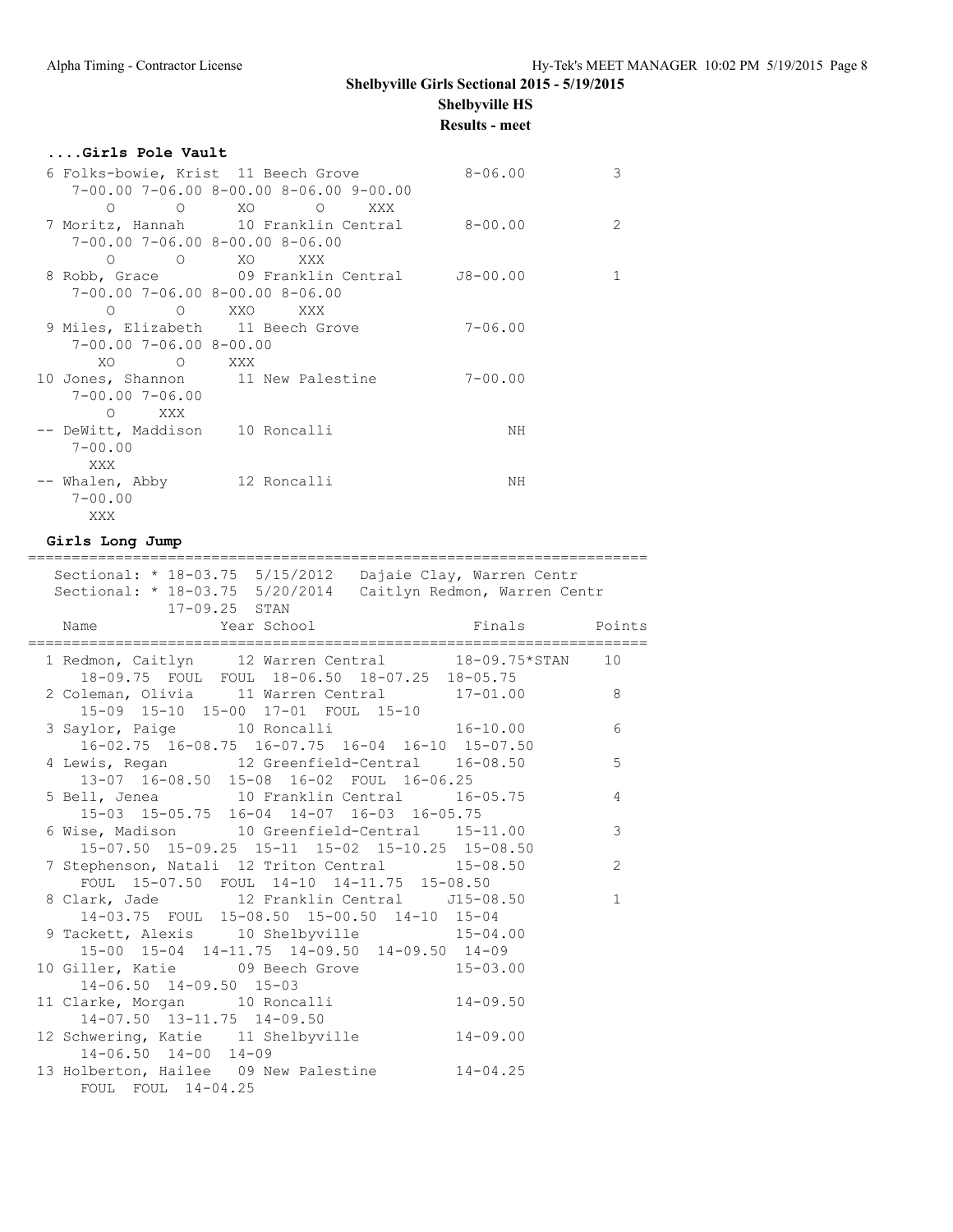#### ....Girls Pole Vault

```
 6 Folks-bowie, Krist  11 Beech Grove            8-06.00          3
    7-00.00 7-06.00 8-00.00 8-06.00 9-00.00
       O       O      XO       O     XXX
 7 Moritz, Hannah      10 Franklin Central       8-00.00          2
    7-00.00 7-06.00 8-00.00 8-06.00
       O       O      XO     XXX
 8 Robb, Grace         09 Franklin Central      J8-00.00          1
    7-00.00 7-06.00 8-00.00 8-06.00
       O       O     XXO     XXX
 9 Miles, Elizabeth    11 Beech Grove            7-06.00
    7-00.00 7-06.00 8-00.00
      XO       O     XXX
10 Jones, Shannon      11 New Palestine          7-00.00
    7-00.00 7-06.00
       O     XXX
-- DeWitt, Maddison    10 Roncalli                    NH
    7-00.00
     XXX
-- Whalen, Abby        12 Roncalli                    NH
    7-00.00
     XXX
```

#### Girls Long Jump

```
=======================================================================
   Sectional: * 18-03.75  5/15/2012   Dajaie Clay, Warren Centr
   Sectional: * 18-03.75  5/20/2014   Caitlyn Redmon, Warren Centr
             17-09.25  STAN
    Name                Year School                 Finals      Points
=======================================================================
  1 Redmon, Caitlyn     12 Warren Central        18-09.75*STAN    10
     18-09.75  FOUL  FOUL  18-06.50  18-07.25  18-05.75
  2 Coleman, Olivia     11 Warren Central        17-01.00          8
     15-09  15-10  15-00  17-01  FOUL  15-10
  3 Saylor, Paige       10 Roncalli              16-10.00          6
     16-02.75  16-08.75  16-07.75  16-04  16-10  15-07.50
  4 Lewis, Regan        12 Greenfield-Central    16-08.50          5
     13-07  16-08.50  15-08  16-02  FOUL  16-06.25
  5 Bell, Jenea         10 Franklin Central      16-05.75          4
     15-03  15-05.75  16-04  14-07  16-03  16-05.75
  6 Wise, Madison       10 Greenfield-Central    15-11.00          3
     15-07.50  15-09.25  15-11  15-02  15-10.25  15-08.50
  7 Stephenson, Natali  12 Triton Central        15-08.50          2
     FOUL  15-07.50  FOUL  14-10  14-11.75  15-08.50
  8 Clark, Jade         12 Franklin Central     J15-08.50          1
     14-03.75  FOUL  15-08.50  15-00.50  14-10  15-04
  9 Tackett, Alexis     10 Shelbyville           15-04.00
     15-00  15-04  14-11.75  14-09.50  14-09.50  14-09
 10 Giller, Katie       09 Beech Grove           15-03.00
     14-06.50  14-09.50  15-03
 11 Clarke, Morgan      10 Roncalli              14-09.50
     14-07.50  13-11.75  14-09.50
 12 Schwering, Katie    11 Shelbyville           14-09.00
     14-06.50  14-00  14-09
 13 Holberton, Hailee   09 New Palestine         14-04.25
     FOUL  FOUL  14-04.25
```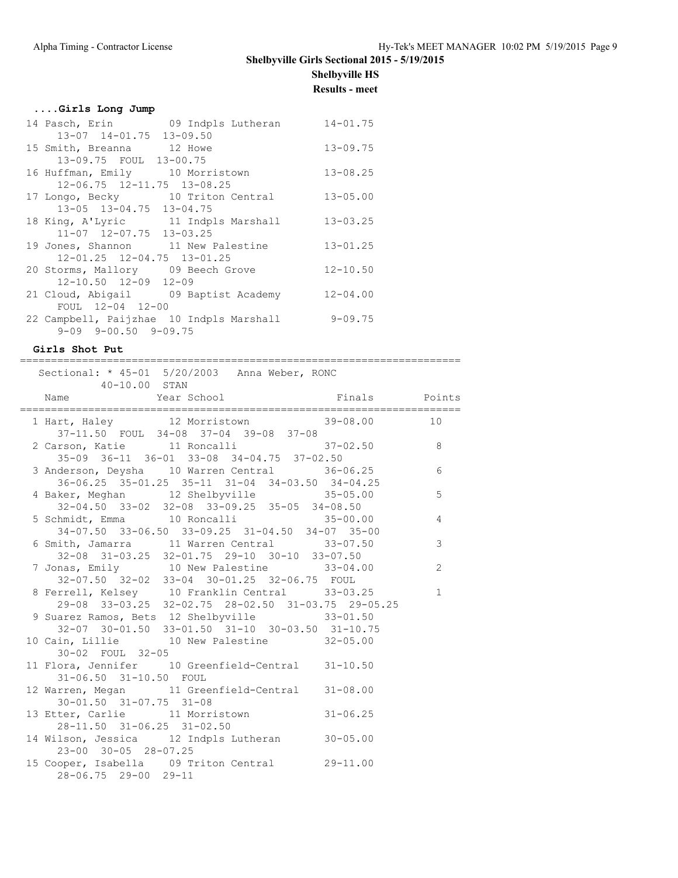**Shelbyville Girls Sectional 2015 - 5/19/2015**

**Shelbyville HS**

**Results - meet**

### ....Girls Long Jump

| Place | Name | Year | School | Finals |
|---|---|---|---|---|
| 14 | Pasch, Erin | 09 | Indpls Lutheran | 14-01.75 |
| | 13-07 14-01.75 13-09.50 | | | |
| 15 | Smith, Breanna | 12 | Howe | 13-09.75 |
| | 13-09.75 FOUL 13-00.75 | | | |
| 16 | Huffman, Emily | 10 | Morristown | 13-08.25 |
| | 12-06.75 12-11.75 13-08.25 | | | |
| 17 | Longo, Becky | 10 | Triton Central | 13-05.00 |
| | 13-05 13-04.75 13-04.75 | | | |
| 18 | King, A'Lyric | 11 | Indpls Marshall | 13-03.25 |
| | 11-07 12-07.75 13-03.25 | | | |
| 19 | Jones, Shannon | 11 | New Palestine | 13-01.25 |
| | 12-01.25 12-04.75 13-01.25 | | | |
| 20 | Storms, Mallory | 09 | Beech Grove | 12-10.50 |
| | 12-10.50 12-09 12-09 | | | |
| 21 | Cloud, Abigail | 09 | Baptist Academy | 12-04.00 |
| | FOUL 12-04 12-00 | | | |
| 22 | Campbell, Paijzhae | 10 | Indpls Marshall | 9-09.75 |
| | 9-09 9-00.50 9-09.75 | | | |

### Girls Shot Put

Sectional: * 45-01 5/20/2003 Anna Weber, RONC
40-10.00 STAN

| Place | Name | Year | School | Finals | Points |
|---|---|---|---|---|---|
| 1 | Hart, Haley | 12 | Morristown | 39-08.00 | 10 |
| | 37-11.50 FOUL 34-08 37-04 39-08 37-08 | | | | |
| 2 | Carson, Katie | 11 | Roncalli | 37-02.50 | 8 |
| | 35-09 36-11 36-01 33-08 34-04.75 37-02.50 | | | | |
| 3 | Anderson, Deysha | 10 | Warren Central | 36-06.25 | 6 |
| | 36-06.25 35-01.25 35-11 31-04 34-03.50 34-04.25 | | | | |
| 4 | Baker, Meghan | 12 | Shelbyville | 35-05.00 | 5 |
| | 32-04.50 33-02 32-08 33-09.25 35-05 34-08.50 | | | | |
| 5 | Schmidt, Emma | 10 | Roncalli | 35-00.00 | 4 |
| | 34-07.50 33-06.50 33-09.25 31-04.50 34-07 35-00 | | | | |
| 6 | Smith, Jamarra | 11 | Warren Central | 33-07.50 | 3 |
| | 32-08 31-03.25 32-01.75 29-10 30-10 33-07.50 | | | | |
| 7 | Jonas, Emily | 10 | New Palestine | 33-04.00 | 2 |
| | 32-07.50 32-02 33-04 30-01.25 32-06.75 FOUL | | | | |
| 8 | Ferrell, Kelsey | 10 | Franklin Central | 33-03.25 | 1 |
| | 29-08 33-03.25 32-02.75 28-02.50 31-03.75 29-05.25 | | | | |
| 9 | Suarez Ramos, Bets | 12 | Shelbyville | 33-01.50 | |
| | 32-07 30-01.50 33-01.50 31-10 30-03.50 31-10.75 | | | | |
| 10 | Cain, Lillie | 10 | New Palestine | 32-05.00 | |
| | 30-02 FOUL 32-05 | | | | |
| 11 | Flora, Jennifer | 10 | Greenfield-Central | 31-10.50 | |
| | 31-06.50 31-10.50 FOUL | | | | |
| 12 | Warren, Megan | 11 | Greenfield-Central | 31-08.00 | |
| | 30-01.50 31-07.75 31-08 | | | | |
| 13 | Etter, Carlie | 11 | Morristown | 31-06.25 | |
| | 28-11.50 31-06.25 31-02.50 | | | | |
| 14 | Wilson, Jessica | 12 | Indpls Lutheran | 30-05.00 | |
| | 23-00 30-05 28-07.25 | | | | |
| 15 | Cooper, Isabella | 09 | Triton Central | 29-11.00 | |
| | 28-06.75 29-00 29-11 | | | | |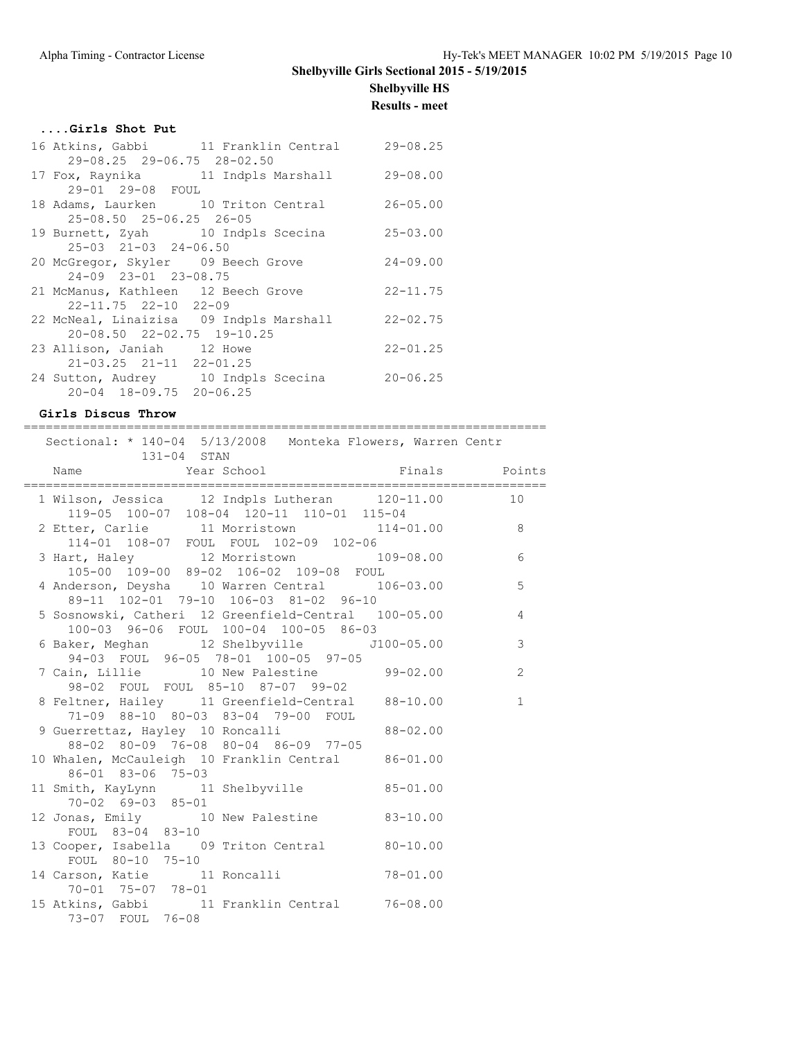Shelbyville Girls Sectional 2015 - 5/19/2015

Shelbyville HS

Results - meet

### ....Girls Shot Put

```
 16 Atkins, Gabbi        11 Franklin Central      29-08.25
     29-08.25  29-06.75  28-02.50
 17 Fox, Raynika         11 Indpls Marshall       29-08.00
     29-01  29-08  FOUL
 18 Adams, Laurken       10 Triton Central        26-05.00
     25-08.50  25-06.25  26-05
 19 Burnett, Zyah        10 Indpls Scecina        25-03.00
     25-03  21-03  24-06.50
 20 McGregor, Skyler     09 Beech Grove           24-09.00
     24-09  23-01  23-08.75
 21 McManus, Kathleen    12 Beech Grove           22-11.75
     22-11.75  22-10  22-09
 22 McNeal, Linaizisa    09 Indpls Marshall       22-02.75
     20-08.50  22-02.75  19-10.25
 23 Allison, Janiah      12 Howe                  22-01.25
     21-03.25  21-11  22-01.25
 24 Sutton, Audrey       10 Indpls Scecina        20-06.25
     20-04  18-09.75  20-06.25
```

### Girls Discus Throw

```
=======================================================================
   Sectional: * 140-04  5/13/2008   Monteka Flowers, Warren Centr
              131-04  STAN
    Name                    Year School               Finals     Points
=======================================================================
  1 Wilson, Jessica      12 Indpls Lutheran      120-11.00        10
     119-05  100-07  108-04  120-11  110-01  115-04
  2 Etter, Carlie        11 Morristown           114-01.00         8
     114-01  108-07  FOUL  FOUL  102-09  102-06
  3 Hart, Haley          12 Morristown           109-08.00         6
     105-00  109-00  89-02  106-02  109-08  FOUL
  4 Anderson, Deysha     10 Warren Central       106-03.00         5
     89-11  102-01  79-10  106-03  81-02  96-10
  5 Sosnowski, Catheri   12 Greenfield-Central   100-05.00         4
     100-03  96-06  FOUL  100-04  100-05  86-03
  6 Baker, Meghan        12 Shelbyville         J100-05.00         3
     94-03  FOUL  96-05  78-01  100-05  97-05
  7 Cain, Lillie         10 New Palestine         99-02.00          2
     98-02  FOUL  FOUL  85-10  87-07  99-02
  8 Feltner, Hailey      11 Greenfield-Central    88-10.00          1
     71-09  88-10  80-03  83-04  79-00  FOUL
  9 Guerrettaz, Hayley   10 Roncalli              88-02.00
     88-02  80-09  76-08  80-04  86-09  77-05
 10 Whalen, McCauleigh   10 Franklin Central      86-01.00
     86-01  83-06  75-03
 11 Smith, KayLynn       11 Shelbyville           85-01.00
     70-02  69-03  85-01
 12 Jonas, Emily         10 New Palestine         83-10.00
     FOUL  83-04  83-10
 13 Cooper, Isabella     09 Triton Central        80-10.00
     FOUL  80-10  75-10
 14 Carson, Katie        11 Roncalli              78-01.00
     70-01  75-07  78-01
 15 Atkins, Gabbi        11 Franklin Central      76-08.00
     73-07  FOUL  76-08
```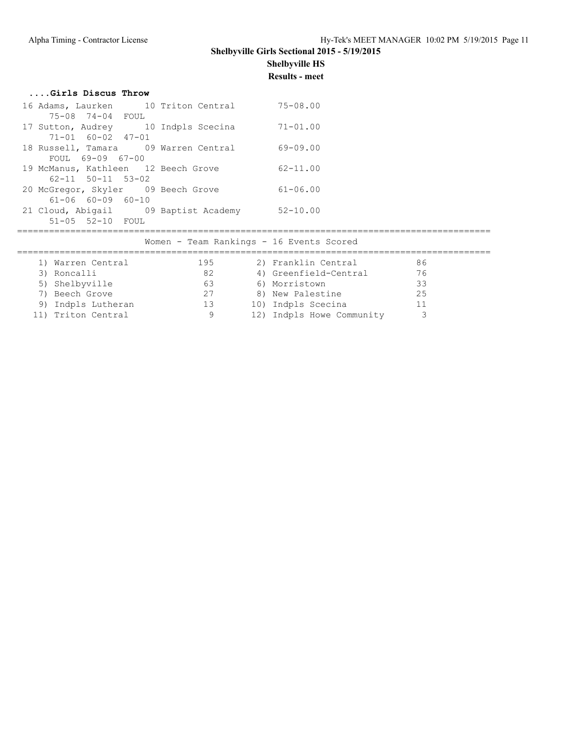**Shelbyville Girls Sectional 2015 - 5/19/2015**

**Shelbyville HS**

**Results - meet**

### ....Girls Discus Throw

```
16 Adams, Laurken      10 Triton Central        75-08.00
     75-08  74-04  FOUL
17 Sutton, Audrey      10 Indpls Scecina        71-01.00
     71-01  60-02  47-01
18 Russell, Tamara     09 Warren Central        69-09.00
     FOUL  69-09  67-00
19 McManus, Kathleen   12 Beech Grove           62-11.00
     62-11  50-11  53-02
20 McGregor, Skyler    09 Beech Grove           61-06.00
     61-06  60-09  60-10
21 Cloud, Abigail      09 Baptist Academy       52-10.00
     51-05  52-10  FOUL
```

### Women - Team Rankings - 16 Events Scored

| | | | |
|---|---|---|---|
| 1) Warren Central | 195 | 2) Franklin Central | 86 |
| 3) Roncalli | 82 | 4) Greenfield-Central | 76 |
| 5) Shelbyville | 63 | 6) Morristown | 33 |
| 7) Beech Grove | 27 | 8) New Palestine | 25 |
| 9) Indpls Lutheran | 13 | 10) Indpls Scecina | 11 |
| 11) Triton Central | 9 | 12) Indpls Howe Community | 3 |